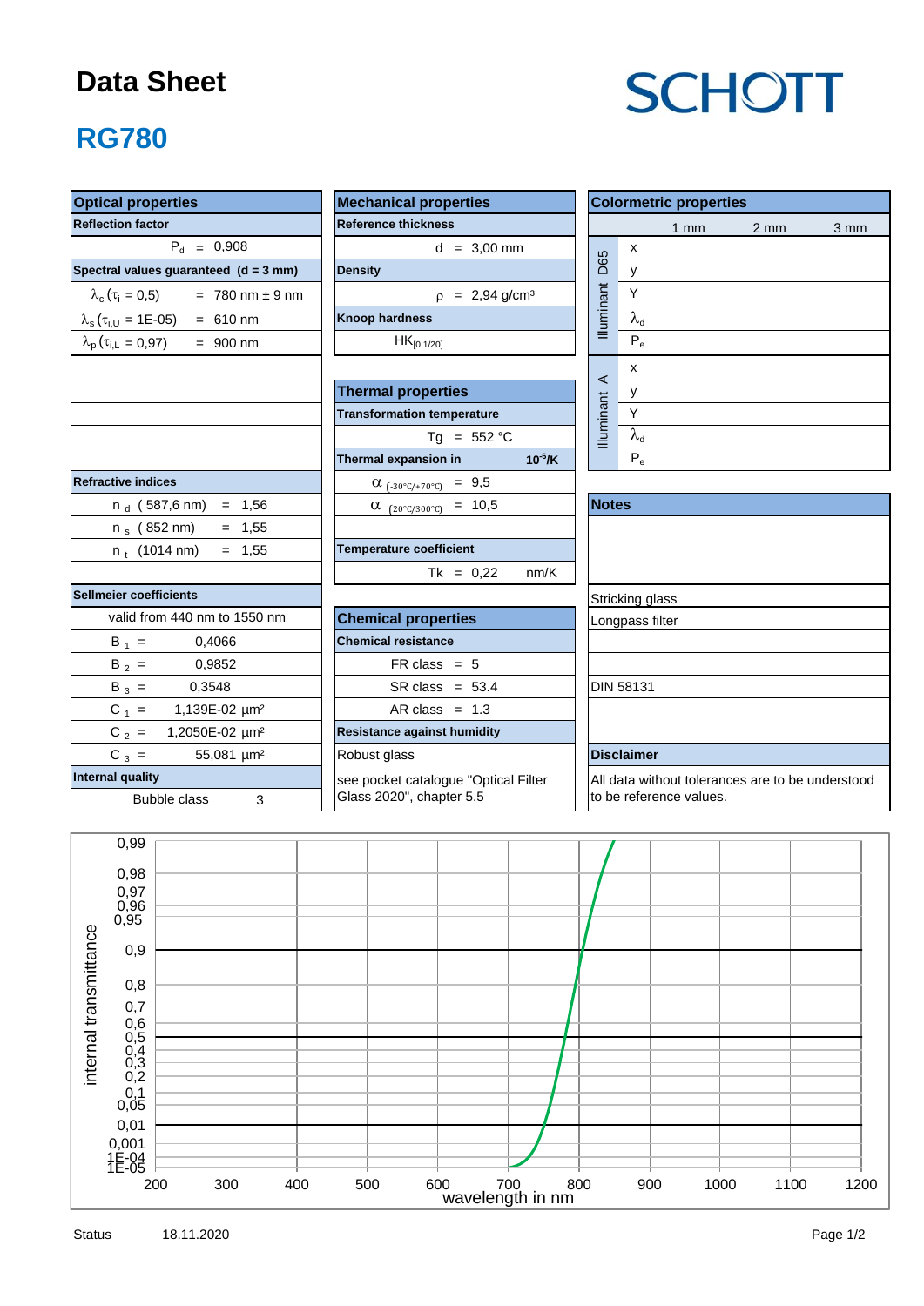# Data Sheet

**SCHOTT**

## RG780

| Optical properties | |
|---|---|
| **Reflection factor** | |
| $P_d$ = 0,908 | |
| **Spectral values guaranteed (d = 3 mm)** | |
| $\lambda_c$ ($\tau_i$ = 0,5) | = 780 nm ± 9 nm |
| $\lambda_s$ ($\tau_{i,U}$ = 1E-05) | = 610 nm |
| $\lambda_p$ ($\tau_{i,L}$ = 0,97) | = 900 nm |
| **Refractive indices** | |
| $n_d$ (587,6 nm) | = 1,56 |
| $n_s$ (852 nm) | = 1,55 |
| $n_t$ (1014 nm) | = 1,55 |
| **Sellmeier coefficients** | |
| valid from 440 nm to 1550 nm | |
| $B_1$ = | 0,4066 |
| $B_2$ = | 0,9852 |
| $B_3$ = | 0,3548 |
| $C_1$ = | 1,139E-02 µm² |
| $C_2$ = | 1,2050E-02 µm² |
| $C_3$ = | 55,081 µm² |
| **Internal quality** | |
| Bubble class | 3 |

| Mechanical properties | |
|---|---|
| **Reference thickness** | |
| d = 3,00 mm | |
| **Density** | |
| ρ = 2,94 g/cm³ | |
| **Knoop hardness** | |
| $HK_{[0.1/20]}$ | |

| Thermal properties | |
|---|---|
| **Transformation temperature** | |
| Tg = 552 °C | |
| **Thermal expansion in** | $10^{-6}$/K |
| $\alpha_{(-30°C/+70°C)}$ = 9,5 | |
| $\alpha_{(20°C/300°C)}$ = 10,5 | |
| **Temperature coefficient** | |
| Tk = 0,22 | nm/K |

| Chemical properties |
|---|
| **Chemical resistance** |
| FR class = 5 |
| SR class = 53.4 |
| AR class = 1.3 |
| **Resistance against humidity** |
| Robust glass |
| see pocket catalogue "Optical Filter Glass 2020", chapter 5.5 |

| Colormetric properties | | 1 mm | 2 mm | 3 mm |
|---|---|---|---|---|
| Illuminant D65 | x | | | |
| | y | | | |
| | Y | | | |
| | $\lambda_d$ | | | |
| | $P_e$ | | | |
| Illuminant A | x | | | |
| | y | | | |
| | Y | | | |
| | $\lambda_d$ | | | |
| | $P_e$ | | | |

| Notes |
|---|
| Stricking glass |
| Longpass filter |
| DIN 58131 |

| Disclaimer |
|---|
| All data without tolerances are to be understood to be reference values. |

Status 18.11.2020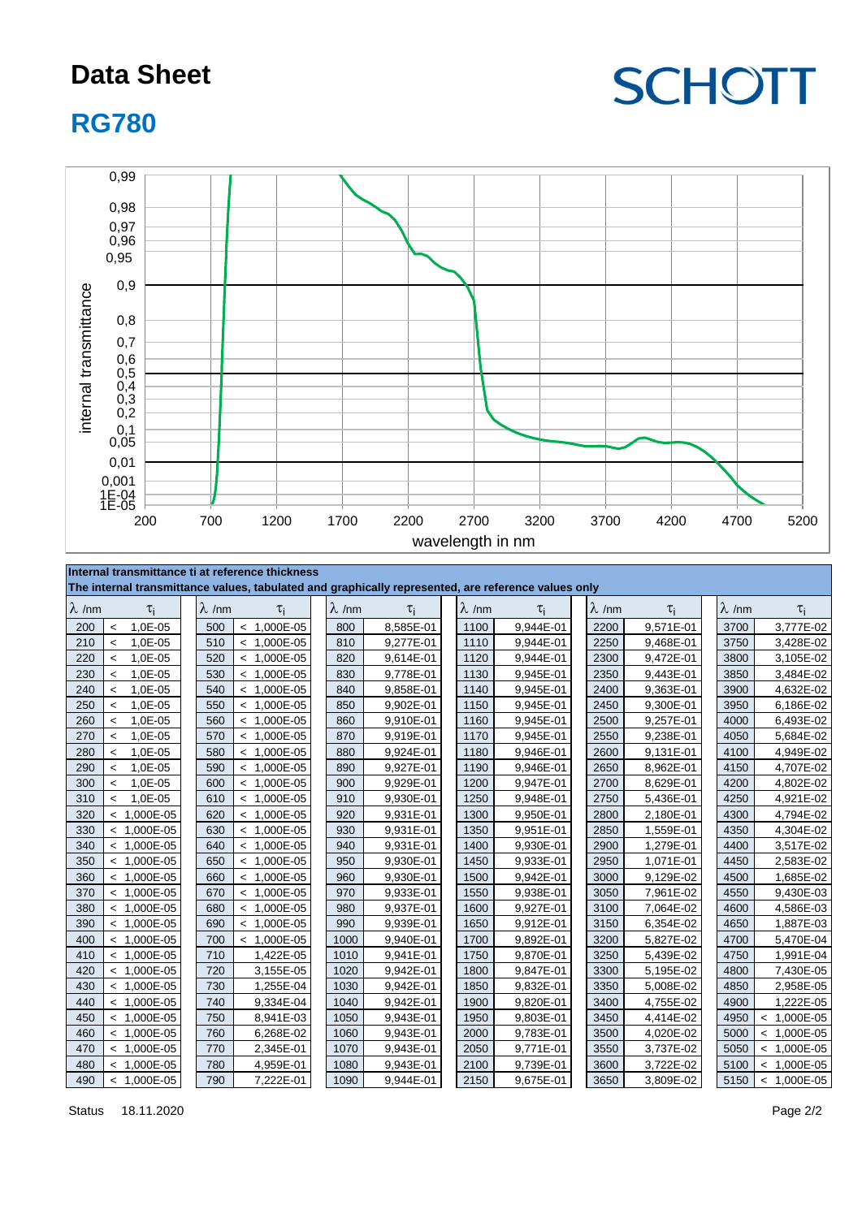# Data Sheet

SCHOTT

## RG780

internal transmittance

0,99
0,98
0,97
0,96
0,95
0,9
0,8
0,7
0,6
0,5
0,4
0,3
0,2
0,1
0,05
0,01
0,001
1E-04
1E-05

200 700 1200 1700 2200 2700 3200 3700 4200 4700 5200

wavelength in nm

**Internal transmittance ti at reference thickness**

**The internal transmittance values, tabulated and graphically represented, are reference values only**

| λ /nm | $\tau_i$ | λ /nm | $\tau_i$ | λ /nm | $\tau_i$ | λ /nm | $\tau_i$ | λ /nm | $\tau_i$ | λ /nm | $\tau_i$ |
|---|---|---|---|---|---|---|---|---|---|---|---|
| 200 | < 1,0E-05 | 500 | < 1,000E-05 | 800 | 8,585E-01 | 1100 | 9,944E-01 | 2200 | 9,571E-01 | 3700 | 3,777E-02 |
| 210 | < 1,0E-05 | 510 | < 1,000E-05 | 810 | 9,277E-01 | 1110 | 9,944E-01 | 2250 | 9,468E-01 | 3750 | 3,428E-02 |
| 220 | < 1,0E-05 | 520 | < 1,000E-05 | 820 | 9,614E-01 | 1120 | 9,944E-01 | 2300 | 9,472E-01 | 3800 | 3,105E-02 |
| 230 | < 1,0E-05 | 530 | < 1,000E-05 | 830 | 9,778E-01 | 1130 | 9,945E-01 | 2350 | 9,443E-01 | 3850 | 3,484E-02 |
| 240 | < 1,0E-05 | 540 | < 1,000E-05 | 840 | 9,858E-01 | 1140 | 9,945E-01 | 2400 | 9,363E-01 | 3900 | 4,632E-02 |
| 250 | < 1,0E-05 | 550 | < 1,000E-05 | 850 | 9,902E-01 | 1150 | 9,945E-01 | 2450 | 9,300E-01 | 3950 | 6,186E-02 |
| 260 | < 1,0E-05 | 560 | < 1,000E-05 | 860 | 9,910E-01 | 1160 | 9,945E-01 | 2500 | 9,257E-01 | 4000 | 6,493E-02 |
| 270 | < 1,0E-05 | 570 | < 1,000E-05 | 870 | 9,919E-01 | 1170 | 9,945E-01 | 2550 | 9,238E-01 | 4050 | 5,684E-02 |
| 280 | < 1,0E-05 | 580 | < 1,000E-05 | 880 | 9,924E-01 | 1180 | 9,946E-01 | 2600 | 9,131E-01 | 4100 | 4,949E-02 |
| 290 | < 1,0E-05 | 590 | < 1,000E-05 | 890 | 9,927E-01 | 1190 | 9,946E-01 | 2650 | 8,962E-01 | 4150 | 4,707E-02 |
| 300 | < 1,0E-05 | 600 | < 1,000E-05 | 900 | 9,929E-01 | 1200 | 9,947E-01 | 2700 | 8,629E-01 | 4200 | 4,802E-02 |
| 310 | < 1,0E-05 | 610 | < 1,000E-05 | 910 | 9,930E-01 | 1250 | 9,948E-01 | 2750 | 5,436E-01 | 4250 | 4,921E-02 |
| 320 | < 1,000E-05 | 620 | < 1,000E-05 | 920 | 9,931E-01 | 1300 | 9,950E-01 | 2800 | 2,180E-01 | 4300 | 4,794E-02 |
| 330 | < 1,000E-05 | 630 | < 1,000E-05 | 930 | 9,931E-01 | 1350 | 9,951E-01 | 2850 | 1,559E-01 | 4350 | 4,304E-02 |
| 340 | < 1,000E-05 | 640 | < 1,000E-05 | 940 | 9,931E-01 | 1400 | 9,930E-01 | 2900 | 1,279E-01 | 4400 | 3,517E-02 |
| 350 | < 1,000E-05 | 650 | < 1,000E-05 | 950 | 9,930E-01 | 1450 | 9,933E-01 | 2950 | 1,071E-01 | 4450 | 2,583E-02 |
| 360 | < 1,000E-05 | 660 | < 1,000E-05 | 960 | 9,930E-01 | 1500 | 9,942E-01 | 3000 | 9,129E-02 | 4500 | 1,685E-02 |
| 370 | < 1,000E-05 | 670 | < 1,000E-05 | 970 | 9,933E-01 | 1550 | 9,938E-01 | 3050 | 7,961E-02 | 4550 | 9,430E-03 |
| 380 | < 1,000E-05 | 680 | < 1,000E-05 | 980 | 9,937E-01 | 1600 | 9,927E-01 | 3100 | 7,064E-02 | 4600 | 4,586E-03 |
| 390 | < 1,000E-05 | 690 | < 1,000E-05 | 990 | 9,939E-01 | 1650 | 9,912E-01 | 3150 | 6,354E-02 | 4650 | 1,887E-03 |
| 400 | < 1,000E-05 | 700 | < 1,000E-05 | 1000 | 9,940E-01 | 1700 | 9,892E-01 | 3200 | 5,827E-02 | 4700 | 5,470E-04 |
| 410 | < 1,000E-05 | 710 | 1,422E-05 | 1010 | 9,941E-01 | 1750 | 9,870E-01 | 3250 | 5,439E-02 | 4750 | 1,991E-04 |
| 420 | < 1,000E-05 | 720 | 3,155E-05 | 1020 | 9,942E-01 | 1800 | 9,847E-01 | 3300 | 5,195E-02 | 4800 | 7,430E-05 |
| 430 | < 1,000E-05 | 730 | 1,255E-04 | 1030 | 9,942E-01 | 1850 | 9,832E-01 | 3350 | 5,008E-02 | 4850 | 2,958E-05 |
| 440 | < 1,000E-05 | 740 | 9,334E-04 | 1040 | 9,942E-01 | 1900 | 9,820E-01 | 3400 | 4,755E-02 | 4900 | 1,222E-05 |
| 450 | < 1,000E-05 | 750 | 8,941E-03 | 1050 | 9,943E-01 | 1950 | 9,803E-01 | 3450 | 4,414E-02 | 4950 | < 1,000E-05 |
| 460 | < 1,000E-05 | 760 | 6,268E-02 | 1060 | 9,943E-01 | 2000 | 9,783E-01 | 3500 | 4,020E-02 | 5000 | < 1,000E-05 |
| 470 | < 1,000E-05 | 770 | 2,345E-01 | 1070 | 9,943E-01 | 2050 | 9,771E-01 | 3550 | 3,737E-02 | 5050 | < 1,000E-05 |
| 480 | < 1,000E-05 | 780 | 4,959E-01 | 1080 | 9,943E-01 | 2100 | 9,739E-01 | 3600 | 3,722E-02 | 5100 | < 1,000E-05 |
| 490 | < 1,000E-05 | 790 | 7,222E-01 | 1090 | 9,944E-01 | 2150 | 9,675E-01 | 3650 | 3,809E-02 | 5150 | < 1,000E-05 |

Status 18.11.2020